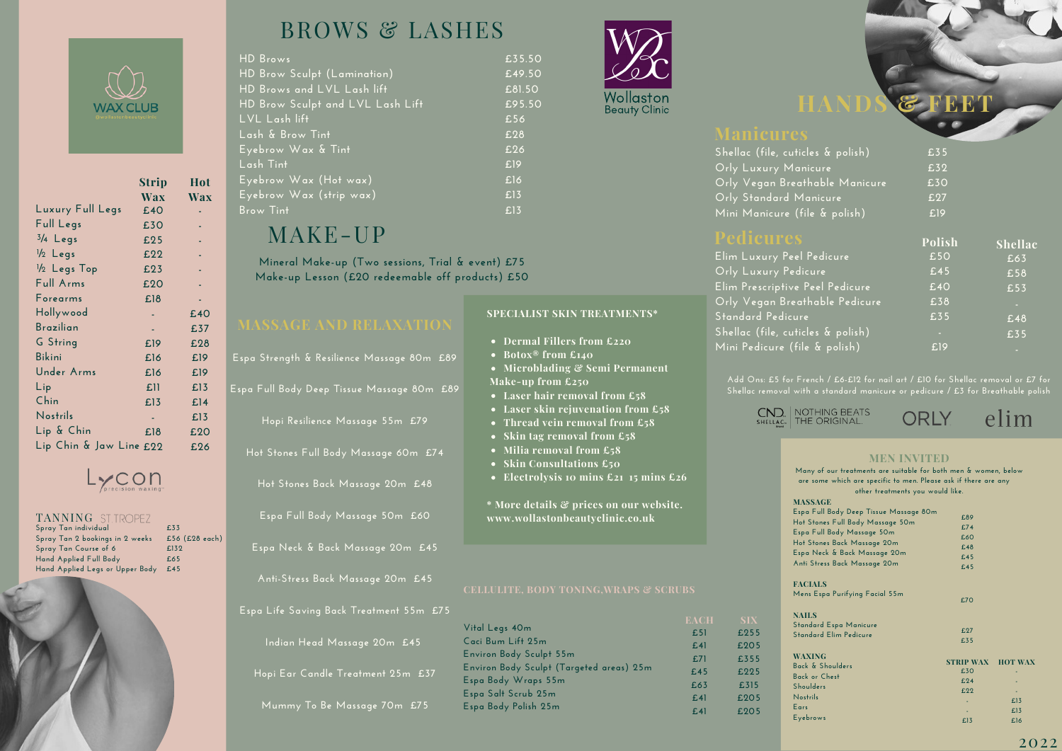WAX CLUB
@wollastonbeautyclinic

| | Strip Wax | Hot Wax |
|---|---|---|
| Luxury Full Legs | £40 | - |
| Full Legs | £30 | - |
| 3/4 Legs | £25 | - |
| 1/2 Legs | £22 | - |
| 1/2 Legs Top | £23 | - |
| Full Arms | £20 | - |
| Forearms | £18 | - |
| Hollywood | - | £40 |
| Brazilian | - | £37 |
| G String | £19 | £28 |
| Bikini | £16 | £19 |
| Under Arms | £16 | £19 |
| Lip | £11 | £13 |
| Chin | £13 | £14 |
| Nostrils | - | £13 |
| Lip & Chin | £18 | £20 |
| Lip Chin & Jaw Line | £22 | £26 |

Lycon precision waxing

## TANNING ST.TROPEZ

| | |
|---|---|
| Spray Tan individual | £33 |
| Spray Tan 2 bookings in 2 weeks | £56 (£28 each) |
| Spray Tan Course of 6 | £132 |
| Hand Applied Full Body | £65 |
| Hand Applied Legs or Upper Body | £45 |

# BROWS & LASHES

| | |
|---|---|
| HD Brows | £35.50 |
| HD Brow Sculpt (Lamination) | £49.50 |
| HD Brows and LVL Lash lift | £81.50 |
| HD Brow Sculpt and LVL Lash Lift | £95.50 |
| LVL Lash lift | £56 |
| Lash & Brow Tint | £28 |
| Eyebrow Wax & Tint | £26 |
| Lash Tint | £19 |
| Eyebrow Wax (Hot wax) | £16 |
| Eyebrow Wax (strip wax) | £13 |
| Brow Tint | £13 |

Wollaston Beauty Clinic

# MAKE-UP

Mineral Make-up (Two sessions, Trial & event) £75
Make-up Lesson (£20 redeemable off products) £50

## MASSAGE AND RELAXATION

Espa Strength & Resilience Massage 80m £89

Espa Full Body Deep Tissue Massage 80m £89

Hopi Resilience Massage 55m £79

Hot Stones Full Body Massage 60m £74

Hot Stones Back Massage 20m £48

Espa Full Body Massage 50m £60

Espa Neck & Back Massage 20m £45

Anti-Stress Back Massage 20m £45

Espa Life Saving Back Treatment 55m £75

Indian Head Massage 20m £45

Hopi Ear Candle Treatment 25m £37

Mummy To Be Massage 70m £75

## SPECIALIST SKIN TREATMENTS*

- **Dermal Fillers from £220**
- **Botox® from £140**
- **Microblading & Semi Permanent Make-up from £250**
- **Laser hair removal from £58**
- **Laser skin rejuvenation from £58**
- **Thread vein removal from £58**
- **Skin tag removal from £58**
- **Milia removal from £58**
- **Skin Consultations £50**
- **Electrolysis 10 mins £21 15 mins £26**

**\* More details & prices on our website. www.wollastonbeautyclinic.co.uk**

## CELLULITE, BODY TONING,WRAPS & SCRUBS

| | EACH | SIX |
|---|---|---|
| Vital Legs 40m | £51 | £255 |
| Caci Bum Lift 25m | £41 | £205 |
| Environ Body Sculpt 55m | £71 | £355 |
| Environ Body Sculpt (Targeted areas) 25m | £45 | £225 |
| Espa Body Wraps 55m | £63 | £315 |
| Espa Salt Scrub 25m | £41 | £205 |
| Espa Body Polish 25m | £41 | £205 |

# HANDS & FEET

## Manicures

| | |
|---|---|
| Shellac (file, cuticles & polish) | £35 |
| Orly Luxury Manicure | £32 |
| Orly Vegan Breathable Manicure | £30 |
| Orly Standard Manicure | £27 |
| Mini Manicure (file & polish) | £19 |

## Pedicures

| | Polish | Shellac |
|---|---|---|
| Elim Luxury Peel Pedicure | £50 | £63 |
| Orly Luxury Pedicure | £45 | £58 |
| Elim Prescriptive Peel Pedicure | £40 | £53 |
| Orly Vegan Breathable Pedicure | £38 | - |
| Standard Pedicure | £35 | £48 |
| Shellac (file, cuticles & polish) | - | £35 |
| Mini Pedicure (file & polish) | £19 | - |

Add Ons: £5 for French / £6-£12 for nail art / £10 for Shellac removal or £7 for Shellac removal with a standard manicure or pedicure / £3 for Breathable polish

CND SHELLAC. NOTHING BEATS THE ORIGINAL. ORLY elim

## MEN INVITED

Many of our treatments are suitable for both men & women, below are some which are specific to men. Please ask if there are any other treatments you would like.

**MASSAGE**

| | |
|---|---|
| Espa Full Body Deep Tissue Massage 80m | £89 |
| Hot Stones Full Body Massage 50m | £74 |
| Espa Full Body Massage 50m | £60 |
| Hot Stones Back Massage 20m | £48 |
| Espa Neck & Back Massage 20m | £45 |
| Anti Stress Back Massage 20m | £45 |

**FACIALS**

| | |
|---|---|
| Mens Espa Purifying Facial 55m | £70 |

**NAILS**

| | |
|---|---|
| Standard Espa Manicure | £27 |
| Standard Elim Pedicure | £35 |

**WAXING**

| | STRIP WAX | HOT WAX |
|---|---|---|
| Back & Shoulders | £30 | - |
| Back or Chest | £24 | - |
| Shoulders | £22 | - |
| Nostrils | - | £13 |
| Ears | - | £13 |
| Eyebrows | £13 | £16 |

2022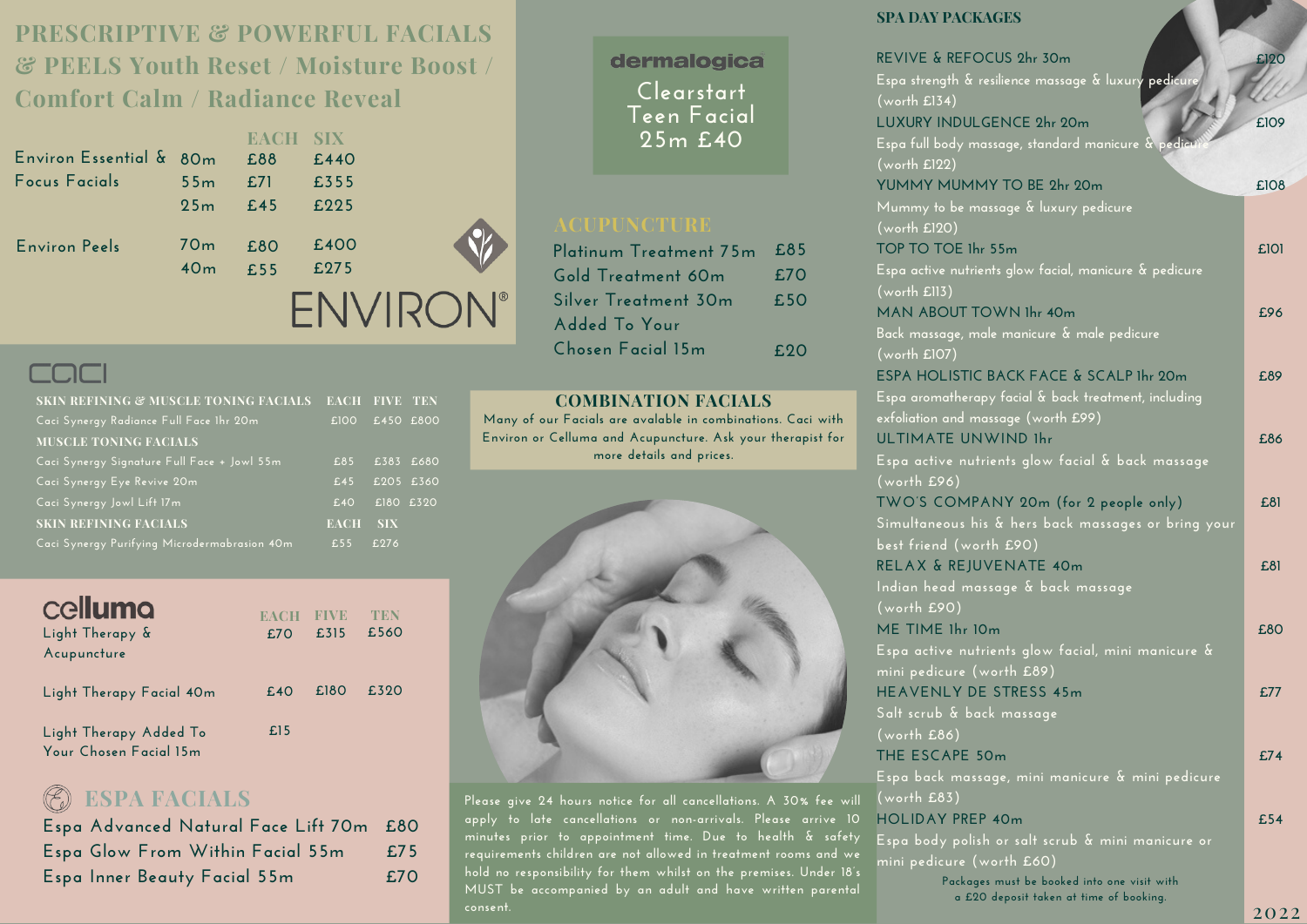# PRESCRIPTIVE & POWERFUL FACIALS & PEELS Youth Reset / Moisture Boost / Comfort Calm / Radiance Reveal

| | | EACH | SIX |
|---|---|---|---|
| Environ Essential & Focus Facials | 80m | £88 | £440 |
| | 55m | £71 | £355 |
| | 25m | £45 | £225 |
| Environ Peels | 70m | £80 | £400 |
| | 40m | £55 | £275 |

ENVIRON®

## caci

| SKIN REFINING & MUSCLE TONING FACIALS | EACH | FIVE | TEN |
|---|---|---|---|
| Caci Synergy Radiance Full Face 1hr 20m | £100 | £450 | £800 |
| **MUSCLE TONING FACIALS** | | | |
| Caci Synergy Signature Full Face + Jowl 55m | £85 | £383 | £680 |
| Caci Synergy Eye Revive 20m | £45 | £205 | £360 |
| Caci Synergy Jowl Lift 17m | £40 | £180 | £320 |

| SKIN REFINING FACIALS | EACH | SIX |
|---|---|---|
| Caci Synergy Purifying Microdermabrasion 40m | £55 | £276 |

## celluma

| | EACH | FIVE | TEN |
|---|---|---|---|
| Light Therapy & Acupuncture | £70 | £315 | £560 |
| Light Therapy Facial 40m | £40 | £180 | £320 |
| Light Therapy Added To Your Chosen Facial 15m | £15 | | |

## ESPA FACIALS

| | |
|---|---|
| Espa Advanced Natural Face Lift 70m | £80 |
| Espa Glow From Within Facial 55m | £75 |
| Espa Inner Beauty Facial 55m | £70 |

## dermalogica

Clearstart Teen Facial 25m £40

## ACUPUNCTURE

| | |
|---|---|
| Platinum Treatment 75m | £85 |
| Gold Treatment 60m | £70 |
| Silver Treatment 30m | £50 |
| Added To Your Chosen Facial 15m | £20 |

## COMBINATION FACIALS

Many of our Facials are avalable in combinations. Caci with Environ or Celluma and Acupuncture. Ask your therapist for more details and prices.

Please give 24 hours notice for all cancellations. A 30% fee will apply to late cancellations or non-arrivals. Please arrive 10 minutes prior to appointment time. Due to health & safety requirements children are not allowed in treatment rooms and we hold no responsibility for them whilst on the premises. Under 18's MUST be accompanied by an adult and have written parental consent.

## SPA DAY PACKAGES

| | |
|---|---|
| REVIVE & REFOCUS 2hr 30m<br>Espa strength & resilience massage & luxury pedicure (worth £134) | £120 |
| LUXURY INDULGENCE 2hr 20m<br>Espa full body massage, standard manicure & pedicure (worth £122) | £109 |
| YUMMY MUMMY TO BE 2hr 20m<br>Mummy to be massage & luxury pedicure (worth £120) | £108 |
| TOP TO TOE 1hr 55m<br>Espa active nutrients glow facial, manicure & pedicure (worth £113) | £101 |
| MAN ABOUT TOWN 1hr 40m<br>Back massage, male manicure & male pedicure (worth £107) | £96 |
| ESPA HOLISTIC BACK FACE & SCALP 1hr 20m<br>Espa aromatherapy facial & back treatment, including exfoliation and massage (worth £99) | £89 |
| ULTIMATE UNWIND 1hr<br>Espa active nutrients glow facial & back massage (worth £96) | £86 |
| TWO'S COMPANY 20m (for 2 people only)<br>Simultaneous his & hers back massages or bring your best friend (worth £90) | £81 |
| RELAX & REJUVENATE 40m<br>Indian head massage & back massage (worth £90) | £81 |
| ME TIME 1hr 10m<br>Espa active nutrients glow facial, mini manicure & mini pedicure (worth £89) | £80 |
| HEAVENLY DE STRESS 45m<br>Salt scrub & back massage (worth £86) | £77 |
| THE ESCAPE 50m<br>Espa back massage, mini manicure & mini pedicure (worth £83) | £74 |
| HOLIDAY PREP 40m<br>Espa body polish or salt scrub & mini manicure or mini pedicure (worth £60) | £54 |

Packages must be booked into one visit with a £20 deposit taken at time of booking.

2022